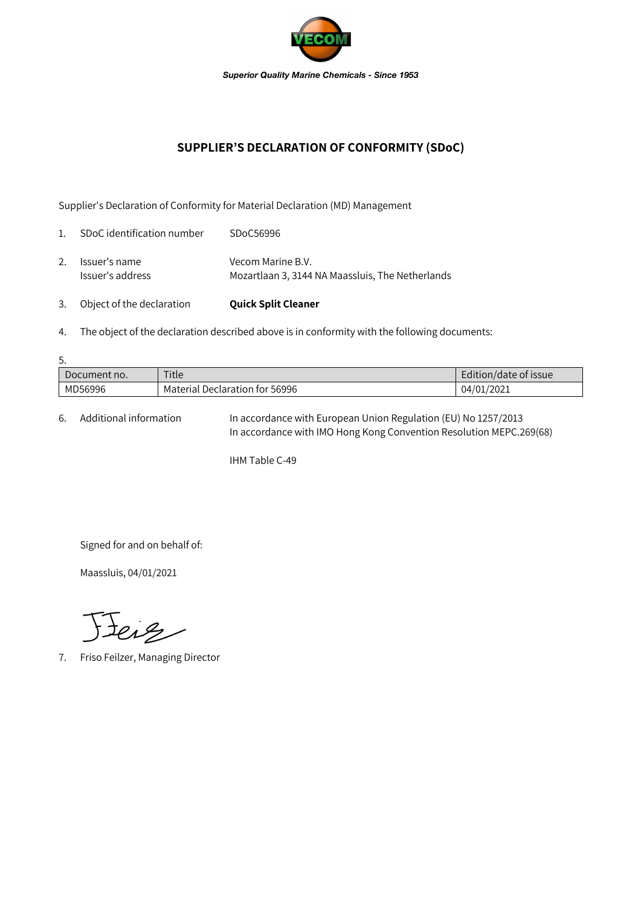*Superior Quality Marine Chemicals - Since 1953*

# SUPPLIER'S DECLARATION OF CONFORMITY (SDoC)

Supplier's Declaration of Conformity for Material Declaration (MD) Management

1. SDoC identification number SDoC56996

2. Issuer's name Vecom Marine B.V.
   Issuer's address Mozartlaan 3, 3144 NA Maassluis, The Netherlands

3. Object of the declaration **Quick Split Cleaner**

4. The object of the declaration described above is in conformity with the following documents:

5.

| Document no. | Title | Edition/date of issue |
|---|---|---|
| MD56996 | Material Declaration for 56996 | 04/01/2021 |

6. Additional information In accordance with European Union Regulation (EU) No 1257/2013
   In accordance with IMO Hong Kong Convention Resolution MEPC.269(68)

   IHM Table C-49

Signed for and on behalf of:

Maassluis, 04/01/2021

7. Friso Feilzer, Managing Director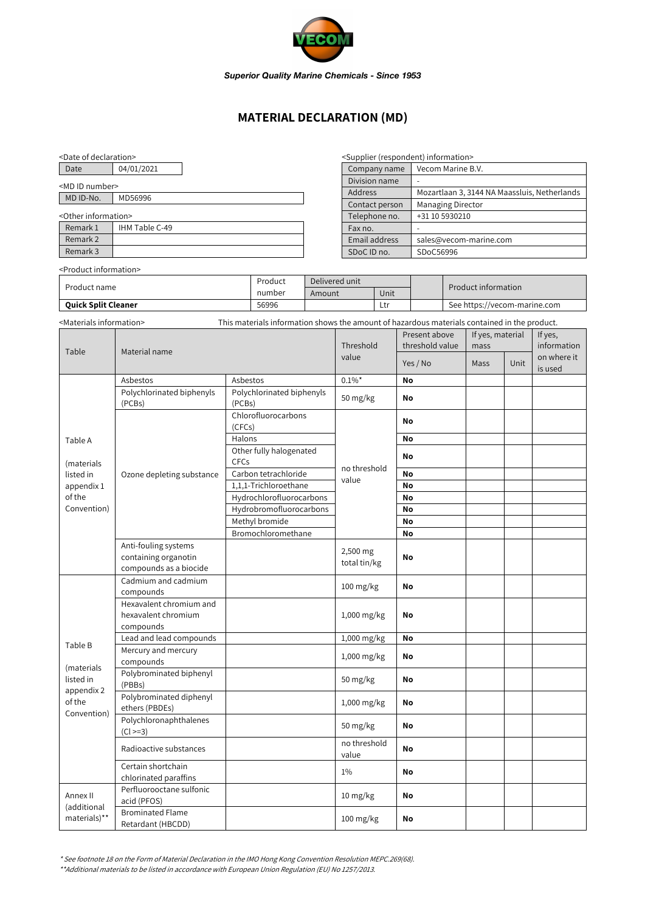*Superior Quality Marine Chemicals - Since 1953*

# MATERIAL DECLARATION (MD)

<Date of declaration>

| | |
|---|---|
| Date | 04/01/2021 |

<MD ID number>

| | |
|---|---|
| MD ID-No. | MD56996 |

<Other information>

| | |
|---|---|
| Remark 1 | IHM Table C-49 |
| Remark 2 | |
| Remark 3 | |

<Supplier (respondent) information>

| | |
|---|---|
| Company name | Vecom Marine B.V. |
| Division name | - |
| Address | Mozartlaan 3, 3144 NA Maassluis, Netherlands |
| Contact person | Managing Director |
| Telephone no. | +31 10 5930210 |
| Fax no. | - |
| Email address | sales@vecom-marine.com |
| SDoC ID no. | SDoC56996 |

<Product information>

| Product name | Product number | Delivered unit | | | Product information |
|---|---|---|---|---|---|
| | | Amount | Unit | | |
| **Quick Split Cleaner** | 56996 | | Ltr | | See https://vecom-marine.com |

<Materials information> This materials information shows the amount of hazardous materials contained in the product.

| Table | Material name | | Threshold value | Present above threshold value | If yes, material mass | | If yes, information on where it is used |
|---|---|---|---|---|---|---|---|
| | | | | Yes / No | Mass | Unit | |
| Table A (materials listed in appendix 1 of the Convention) | Asbestos | Asbestos | 0.1%* | **No** | | | |
| | Polychlorinated biphenyls (PCBs) | Polychlorinated biphenyls (PCBs) | 50 mg/kg | **No** | | | |
| | Ozone depleting substance | Chlorofluorocarbons (CFCs) | no threshold value | **No** | | | |
| | | Halons | | **No** | | | |
| | | Other fully halogenated CFCs | | **No** | | | |
| | | Carbon tetrachloride | | **No** | | | |
| | | 1,1,1-Trichloroethane | | **No** | | | |
| | | Hydrochlorofluorocarbons | | **No** | | | |
| | | Hydrobromofluorocarbons | | **No** | | | |
| | | Methyl bromide | | **No** | | | |
| | | Bromochloromethane | | **No** | | | |
| | Anti-fouling systems containing organotin compounds as a biocide | | 2,500 mg total tin/kg | **No** | | | |
| Table B (materials listed in appendix 2 of the Convention) | Cadmium and cadmium compounds | | 100 mg/kg | **No** | | | |
| | Hexavalent chromium and hexavalent chromium compounds | | 1,000 mg/kg | **No** | | | |
| | Lead and lead compounds | | 1,000 mg/kg | **No** | | | |
| | Mercury and mercury compounds | | 1,000 mg/kg | **No** | | | |
| | Polybrominated biphenyl (PBBs) | | 50 mg/kg | **No** | | | |
| | Polybrominated diphenyl ethers (PBDEs) | | 1,000 mg/kg | **No** | | | |
| | Polychloronaphthalenes (Cl >=3) | | 50 mg/kg | **No** | | | |
| | Radioactive substances | | no threshold value | **No** | | | |
| | Certain shortchain chlorinated paraffins | | 1% | **No** | | | |
| Annex II (additional materials)** | Perfluorooctane sulfonic acid (PFOS) | | 10 mg/kg | **No** | | | |
| | Brominated Flame Retardant (HBCDD) | | 100 mg/kg | **No** | | | |

*\* See footnote 18 on the Form of Material Declaration in the IMO Hong Kong Convention Resolution MEPC.269(68).*

*\*\*Additional materials to be listed in accordance with European Union Regulation (EU) No 1257/2013.*